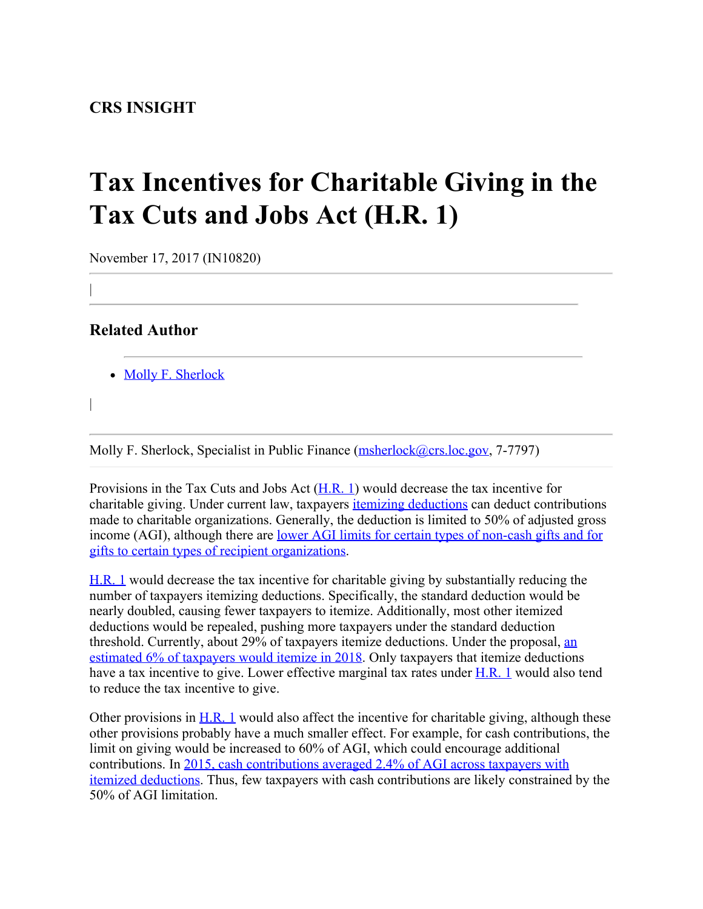**CRS INSIGHT**

# Tax Incentives for Charitable Giving in the Tax Cuts and Jobs Act (H.R. 1)

November 17, 2017 (IN10820)

|

## Related Author

- Molly F. Sherlock

|

Molly F. Sherlock, Specialist in Public Finance (msherlock@crs.loc.gov, 7-7797)

Provisions in the Tax Cuts and Jobs Act (H.R. 1) would decrease the tax incentive for charitable giving. Under current law, taxpayers itemizing deductions can deduct contributions made to charitable organizations. Generally, the deduction is limited to 50% of adjusted gross income (AGI), although there are lower AGI limits for certain types of non-cash gifts and for gifts to certain types of recipient organizations.

H.R. 1 would decrease the tax incentive for charitable giving by substantially reducing the number of taxpayers itemizing deductions. Specifically, the standard deduction would be nearly doubled, causing fewer taxpayers to itemize. Additionally, most other itemized deductions would be repealed, pushing more taxpayers under the standard deduction threshold. Currently, about 29% of taxpayers itemize deductions. Under the proposal, an estimated 6% of taxpayers would itemize in 2018. Only taxpayers that itemize deductions have a tax incentive to give. Lower effective marginal tax rates under H.R. 1 would also tend to reduce the tax incentive to give.

Other provisions in H.R. 1 would also affect the incentive for charitable giving, although these other provisions probably have a much smaller effect. For example, for cash contributions, the limit on giving would be increased to 60% of AGI, which could encourage additional contributions. In 2015, cash contributions averaged 2.4% of AGI across taxpayers with itemized deductions. Thus, few taxpayers with cash contributions are likely constrained by the 50% of AGI limitation.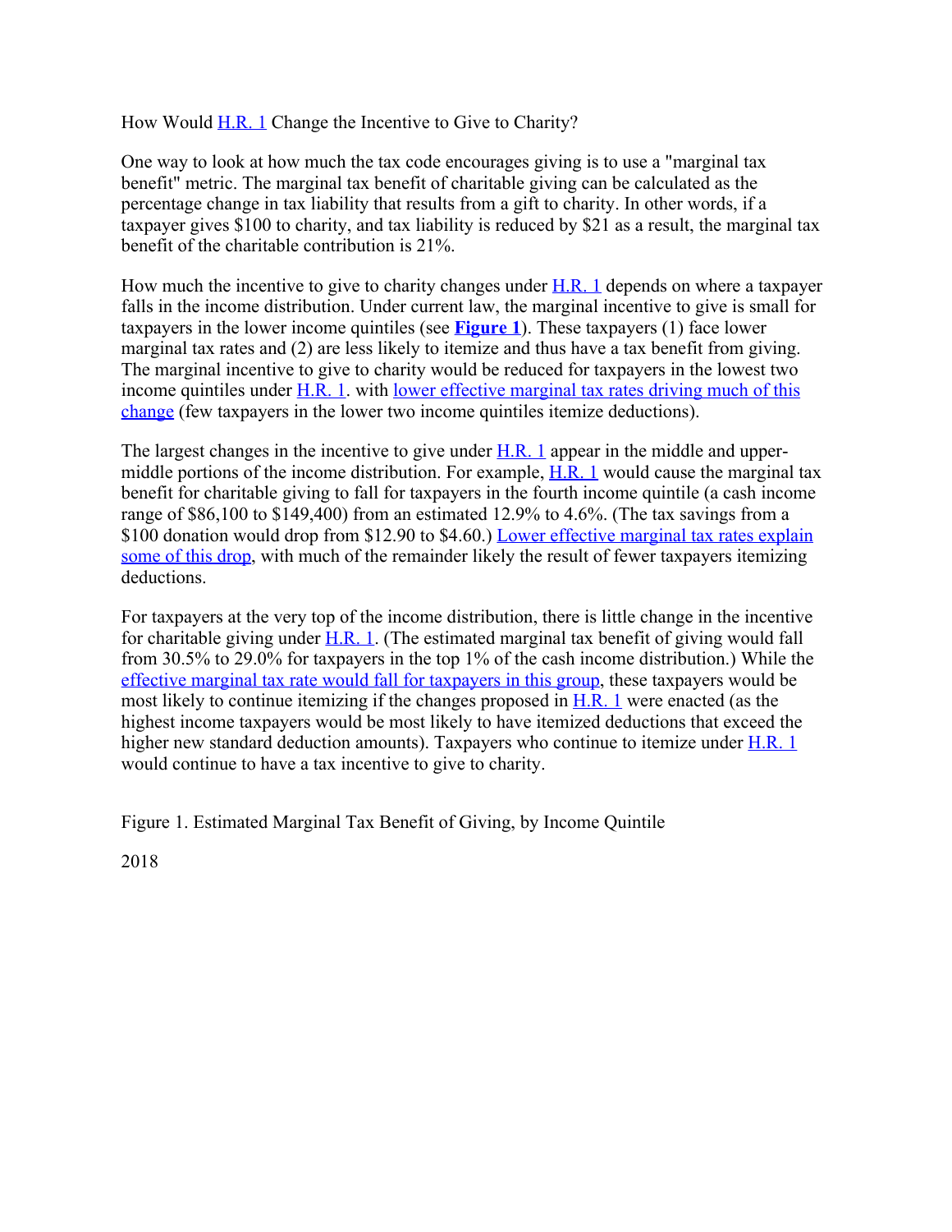How Would H.R. 1 Change the Incentive to Give to Charity?

One way to look at how much the tax code encourages giving is to use a "marginal tax benefit" metric. The marginal tax benefit of charitable giving can be calculated as the percentage change in tax liability that results from a gift to charity. In other words, if a taxpayer gives $100 to charity, and tax liability is reduced by $21 as a result, the marginal tax benefit of the charitable contribution is 21%.

How much the incentive to give to charity changes under H.R. 1 depends on where a taxpayer falls in the income distribution. Under current law, the marginal incentive to give is small for taxpayers in the lower income quintiles (see **Figure 1**). These taxpayers (1) face lower marginal tax rates and (2) are less likely to itemize and thus have a tax benefit from giving. The marginal incentive to give to charity would be reduced for taxpayers in the lowest two income quintiles under H.R. 1. with lower effective marginal tax rates driving much of this change (few taxpayers in the lower two income quintiles itemize deductions).

The largest changes in the incentive to give under H.R. 1 appear in the middle and upper-middle portions of the income distribution. For example, H.R. 1 would cause the marginal tax benefit for charitable giving to fall for taxpayers in the fourth income quintile (a cash income range of $86,100 to $149,400) from an estimated 12.9% to 4.6%. (The tax savings from a $100 donation would drop from $12.90 to $4.60.) Lower effective marginal tax rates explain some of this drop, with much of the remainder likely the result of fewer taxpayers itemizing deductions.

For taxpayers at the very top of the income distribution, there is little change in the incentive for charitable giving under H.R. 1. (The estimated marginal tax benefit of giving would fall from 30.5% to 29.0% for taxpayers in the top 1% of the cash income distribution.) While the effective marginal tax rate would fall for taxpayers in this group, these taxpayers would be most likely to continue itemizing if the changes proposed in H.R. 1 were enacted (as the highest income taxpayers would be most likely to have itemized deductions that exceed the higher new standard deduction amounts). Taxpayers who continue to itemize under H.R. 1 would continue to have a tax incentive to give to charity.

Figure 1. Estimated Marginal Tax Benefit of Giving, by Income Quintile

2018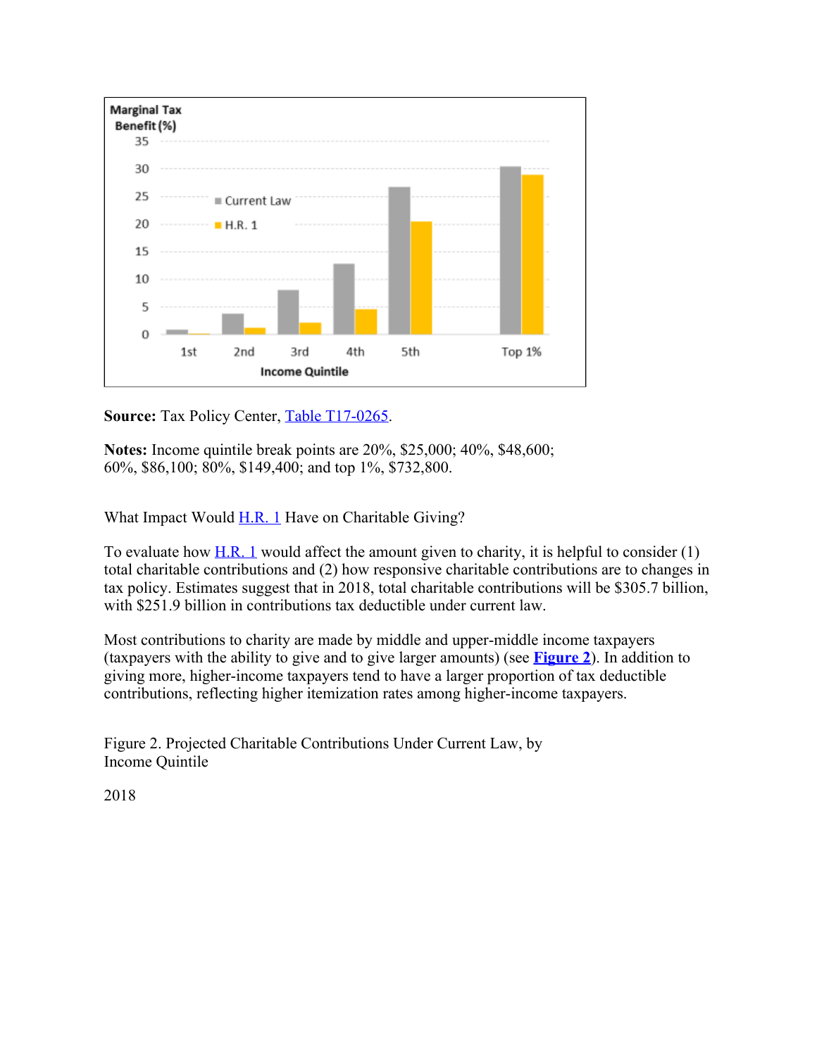**Source:** Tax Policy Center, Table T17-0265.

**Notes:** Income quintile break points are 20%, $25,000; 40%, $48,600; 60%, $86,100; 80%, $149,400; and top 1%, $732,800.

What Impact Would H.R. 1 Have on Charitable Giving?

To evaluate how H.R. 1 would affect the amount given to charity, it is helpful to consider (1) total charitable contributions and (2) how responsive charitable contributions are to changes in tax policy. Estimates suggest that in 2018, total charitable contributions will be $305.7 billion, with $251.9 billion in contributions tax deductible under current law.

Most contributions to charity are made by middle and upper-middle income taxpayers (taxpayers with the ability to give and to give larger amounts) (see **Figure 2**). In addition to giving more, higher-income taxpayers tend to have a larger proportion of tax deductible contributions, reflecting higher itemization rates among higher-income taxpayers.

Figure 2. Projected Charitable Contributions Under Current Law, by Income Quintile

2018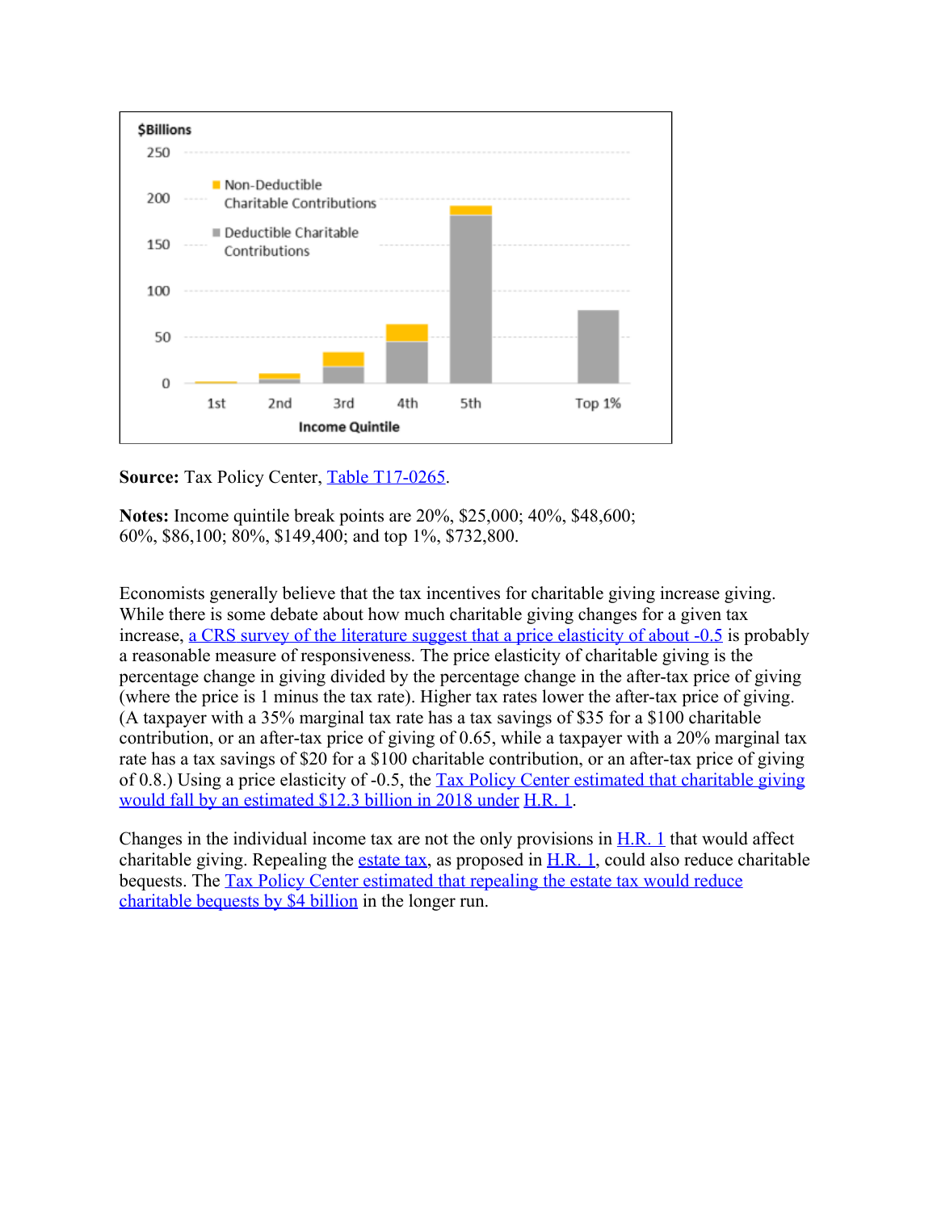$Billions

250

200

150

100

50

0

Non-Deductible Charitable Contributions

Deductible Charitable Contributions

1st

2nd

3rd

4th

5th

Top 1%

Income Quintile

**Source:** Tax Policy Center, Table T17-0265.

**Notes:** Income quintile break points are 20%, $25,000; 40%, $48,600; 60%, $86,100; 80%, $149,400; and top 1%, $732,800.

Economists generally believe that the tax incentives for charitable giving increase giving. While there is some debate about how much charitable giving changes for a given tax increase, a CRS survey of the literature suggest that a price elasticity of about -0.5 is probably a reasonable measure of responsiveness. The price elasticity of charitable giving is the percentage change in giving divided by the percentage change in the after-tax price of giving (where the price is 1 minus the tax rate). Higher tax rates lower the after-tax price of giving. (A taxpayer with a 35% marginal tax rate has a tax savings of $35 for a $100 charitable contribution, or an after-tax price of giving of 0.65, while a taxpayer with a 20% marginal tax rate has a tax savings of $20 for a $100 charitable contribution, or an after-tax price of giving of 0.8.) Using a price elasticity of -0.5, the Tax Policy Center estimated that charitable giving would fall by an estimated $12.3 billion in 2018 under H.R. 1.

Changes in the individual income tax are not the only provisions in H.R. 1 that would affect charitable giving. Repealing the estate tax, as proposed in H.R. 1, could also reduce charitable bequests. The Tax Policy Center estimated that repealing the estate tax would reduce charitable bequests by $4 billion in the longer run.